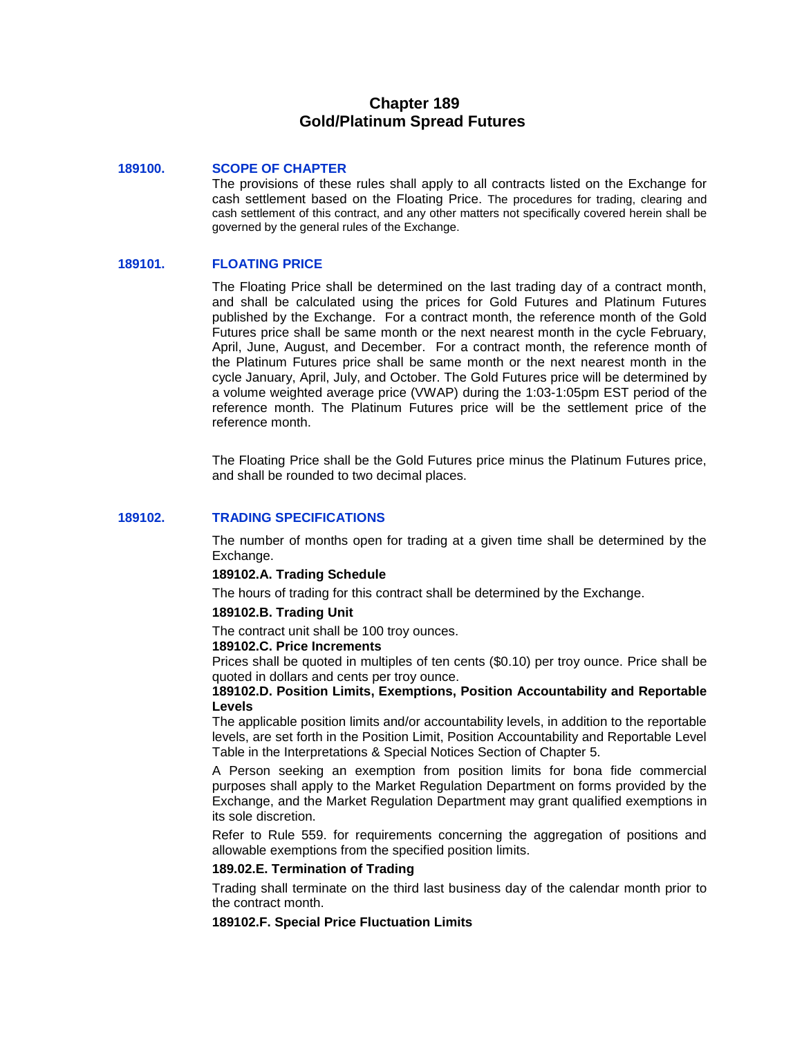# Chapter 189
# Gold/Platinum Spread Futures

## 189100. SCOPE OF CHAPTER

The provisions of these rules shall apply to all contracts listed on the Exchange for cash settlement based on the Floating Price. The procedures for trading, clearing and cash settlement of this contract, and any other matters not specifically covered herein shall be governed by the general rules of the Exchange.

## 189101. FLOATING PRICE

The Floating Price shall be determined on the last trading day of a contract month, and shall be calculated using the prices for Gold Futures and Platinum Futures published by the Exchange. For a contract month, the reference month of the Gold Futures price shall be same month or the next nearest month in the cycle February, April, June, August, and December. For a contract month, the reference month of the Platinum Futures price shall be same month or the next nearest month in the cycle January, April, July, and October. The Gold Futures price will be determined by a volume weighted average price (VWAP) during the 1:03-1:05pm EST period of the reference month. The Platinum Futures price will be the settlement price of the reference month.

The Floating Price shall be the Gold Futures price minus the Platinum Futures price, and shall be rounded to two decimal places.

## 189102. TRADING SPECIFICATIONS

The number of months open for trading at a given time shall be determined by the Exchange.

**189102.A. Trading Schedule**

The hours of trading for this contract shall be determined by the Exchange.

**189102.B. Trading Unit**

The contract unit shall be 100 troy ounces.

**189102.C. Price Increments**

Prices shall be quoted in multiples of ten cents ($0.10) per troy ounce. Price shall be quoted in dollars and cents per troy ounce.

**189102.D. Position Limits, Exemptions, Position Accountability and Reportable Levels**

The applicable position limits and/or accountability levels, in addition to the reportable levels, are set forth in the Position Limit, Position Accountability and Reportable Level Table in the Interpretations & Special Notices Section of Chapter 5.

A Person seeking an exemption from position limits for bona fide commercial purposes shall apply to the Market Regulation Department on forms provided by the Exchange, and the Market Regulation Department may grant qualified exemptions in its sole discretion.

Refer to Rule 559. for requirements concerning the aggregation of positions and allowable exemptions from the specified position limits.

**189.02.E. Termination of Trading**

Trading shall terminate on the third last business day of the calendar month prior to the contract month.

**189102.F. Special Price Fluctuation Limits**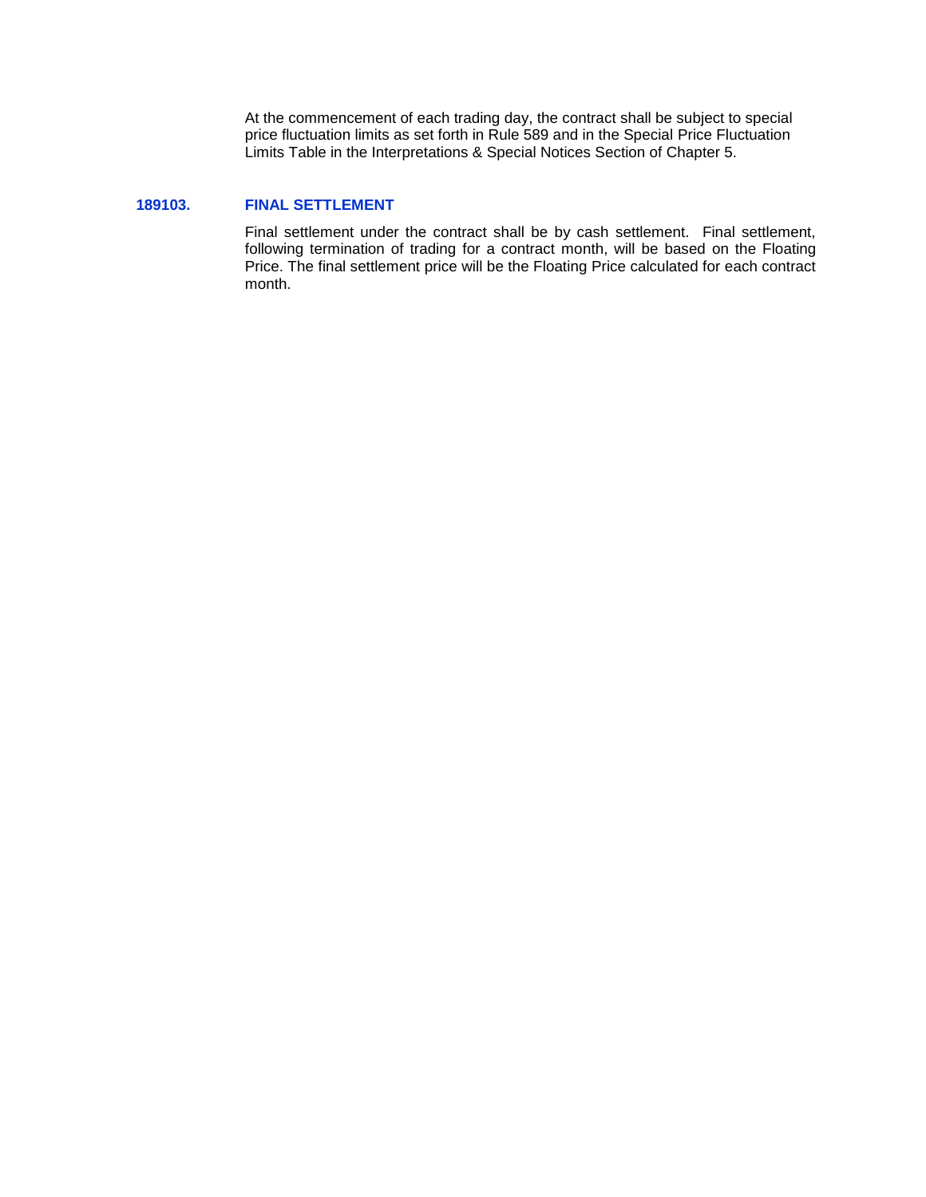At the commencement of each trading day, the contract shall be subject to special price fluctuation limits as set forth in Rule 589 and in the Special Price Fluctuation Limits Table in the Interpretations & Special Notices Section of Chapter 5.

### 189103. FINAL SETTLEMENT

Final settlement under the contract shall be by cash settlement. Final settlement, following termination of trading for a contract month, will be based on the Floating Price. The final settlement price will be the Floating Price calculated for each contract month.